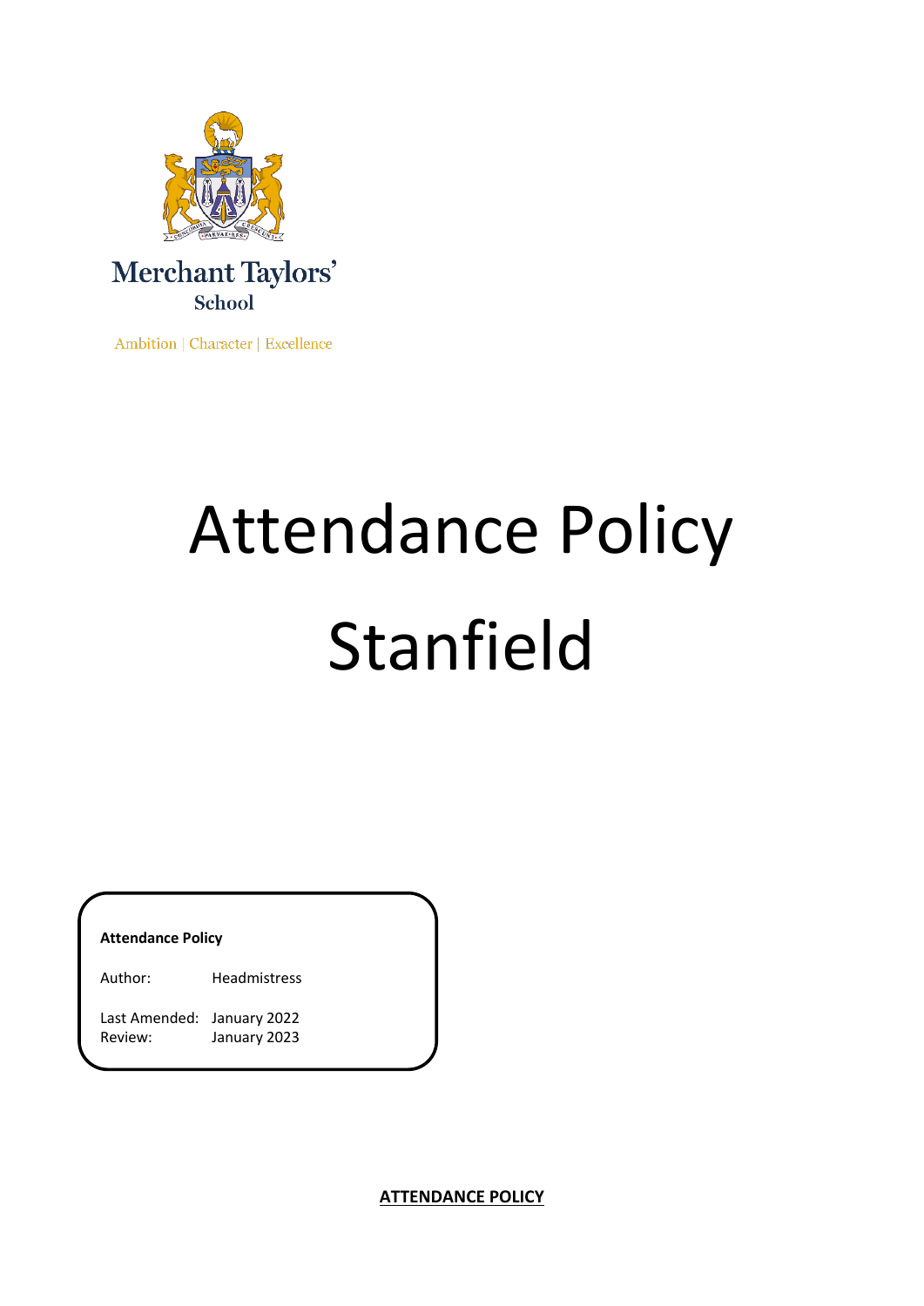Merchant Taylors'
School

Ambition | Character | Excellence

# Attendance Policy

# Stanfield

**Attendance Policy**

Author: Headmistress

Last Amended: January 2022
Review: January 2023

**ATTENDANCE POLICY**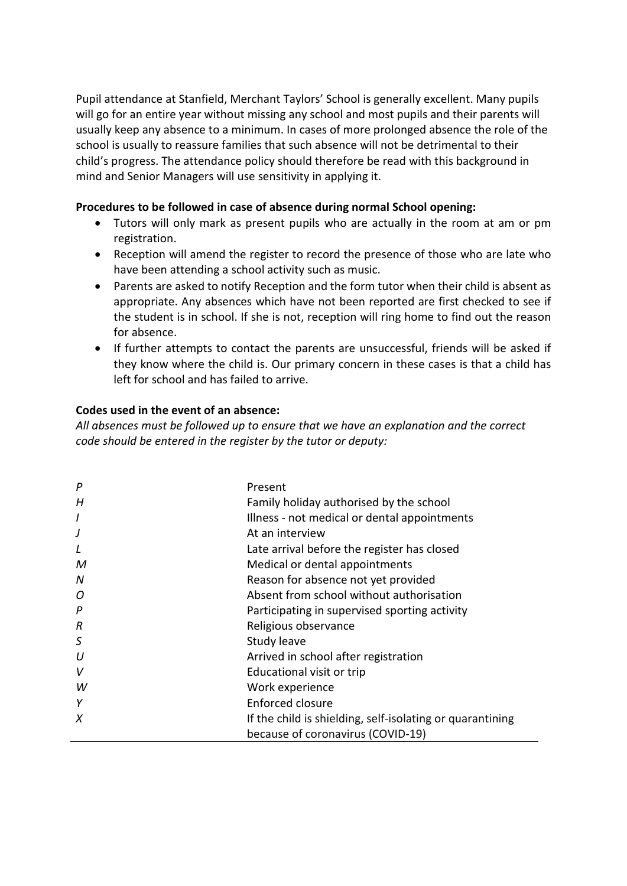Pupil attendance at Stanfield, Merchant Taylors' School is generally excellent. Many pupils will go for an entire year without missing any school and most pupils and their parents will usually keep any absence to a minimum. In cases of more prolonged absence the role of the school is usually to reassure families that such absence will not be detrimental to their child's progress. The attendance policy should therefore be read with this background in mind and Senior Managers will use sensitivity in applying it.

**Procedures to be followed in case of absence during normal School opening:**

- Tutors will only mark as present pupils who are actually in the room at am or pm registration.
- Reception will amend the register to record the presence of those who are late who have been attending a school activity such as music.
- Parents are asked to notify Reception and the form tutor when their child is absent as appropriate. Any absences which have not been reported are first checked to see if the student is in school. If she is not, reception will ring home to find out the reason for absence.
- If further attempts to contact the parents are unsuccessful, friends will be asked if they know where the child is. Our primary concern in these cases is that a child has left for school and has failed to arrive.

**Codes used in the event of an absence:**

*All absences must be followed up to ensure that we have an explanation and the correct code should be entered in the register by the tutor or deputy:*

| | |
|---|---|
| *P* | Present |
| *H* | Family holiday authorised by the school |
| *I* | Illness - not medical or dental appointments |
| *J* | At an interview |
| *L* | Late arrival before the register has closed |
| *M* | Medical or dental appointments |
| *N* | Reason for absence not yet provided |
| *O* | Absent from school without authorisation |
| *P* | Participating in supervised sporting activity |
| *R* | Religious observance |
| *S* | Study leave |
| *U* | Arrived in school after registration |
| *V* | Educational visit or trip |
| *W* | Work experience |
| *Y* | Enforced closure |
| *X* | If the child is shielding, self-isolating or quarantining because of coronavirus (COVID-19) |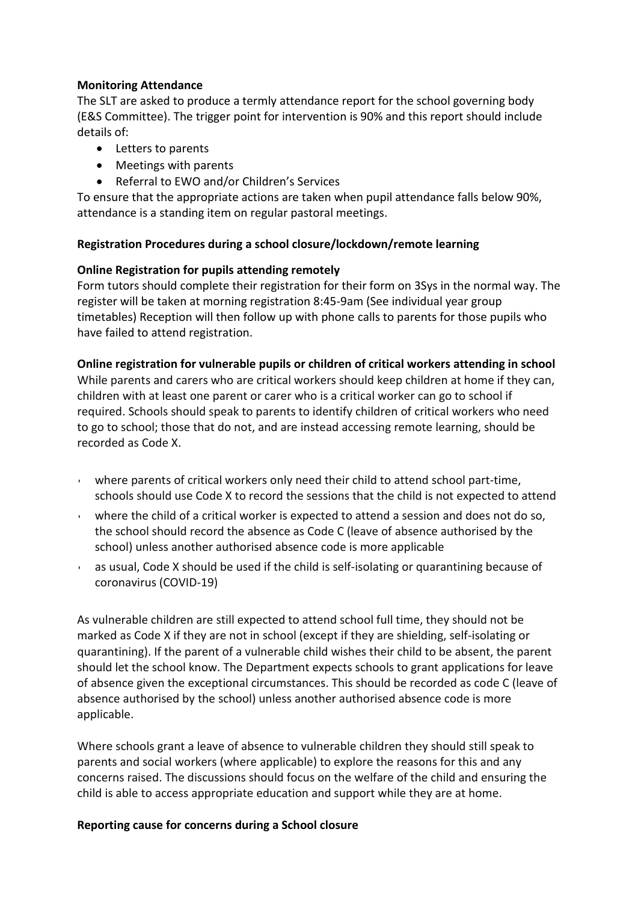**Monitoring Attendance**

The SLT are asked to produce a termly attendance report for the school governing body (E&S Committee). The trigger point for intervention is 90% and this report should include details of:

- Letters to parents
- Meetings with parents
- Referral to EWO and/or Children's Services

To ensure that the appropriate actions are taken when pupil attendance falls below 90%, attendance is a standing item on regular pastoral meetings.

**Registration Procedures during a school closure/lockdown/remote learning**

**Online Registration for pupils attending remotely**

Form tutors should complete their registration for their form on 3Sys in the normal way. The register will be taken at morning registration 8:45-9am (See individual year group timetables) Reception will then follow up with phone calls to parents for those pupils who have failed to attend registration.

**Online registration for vulnerable pupils or children of critical workers attending in school**

While parents and carers who are critical workers should keep children at home if they can, children with at least one parent or carer who is a critical worker can go to school if required. Schools should speak to parents to identify children of critical workers who need to go to school; those that do not, and are instead accessing remote learning, should be recorded as Code X.

- where parents of critical workers only need their child to attend school part-time, schools should use Code X to record the sessions that the child is not expected to attend
- where the child of a critical worker is expected to attend a session and does not do so, the school should record the absence as Code C (leave of absence authorised by the school) unless another authorised absence code is more applicable
- as usual, Code X should be used if the child is self-isolating or quarantining because of coronavirus (COVID-19)

As vulnerable children are still expected to attend school full time, they should not be marked as Code X if they are not in school (except if they are shielding, self-isolating or quarantining). If the parent of a vulnerable child wishes their child to be absent, the parent should let the school know. The Department expects schools to grant applications for leave of absence given the exceptional circumstances. This should be recorded as code C (leave of absence authorised by the school) unless another authorised absence code is more applicable.

Where schools grant a leave of absence to vulnerable children they should still speak to parents and social workers (where applicable) to explore the reasons for this and any concerns raised. The discussions should focus on the welfare of the child and ensuring the child is able to access appropriate education and support while they are at home.

**Reporting cause for concerns during a School closure**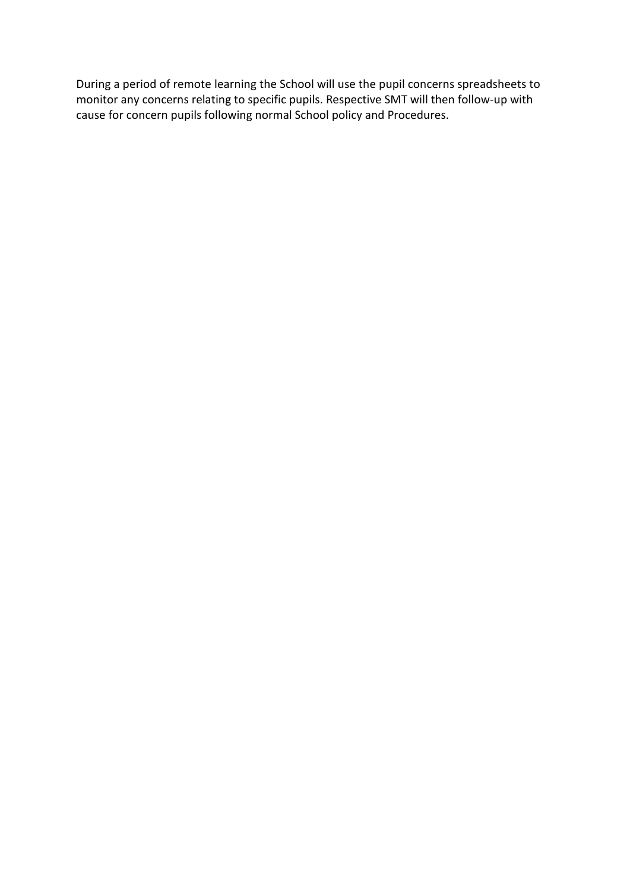During a period of remote learning the School will use the pupil concerns spreadsheets to monitor any concerns relating to specific pupils. Respective SMT will then follow-up with cause for concern pupils following normal School policy and Procedures.